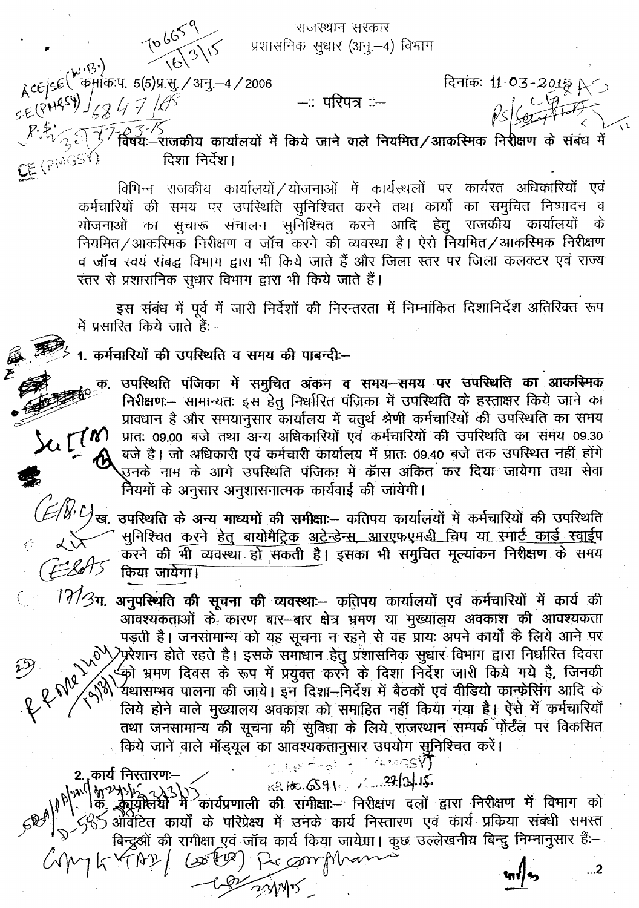राजस्थान सरकार
प्रशासनिक सुधार (अनु.–4) विभाग

क्रमांकःप. 5(5)प्र.सु. / अनु.–4 / 2006

दिनांकः 11-03-2015

—:: परिपत्र ::—

**विषयः–राजकीय कार्यालयों में किये जाने वाले नियमित / आकस्मिक निरीक्षण के संबंध में दिशा निर्देश।**

विभिन्न राजकीय कार्यालयों / योजनाओं में कार्यस्थलों पर कार्यरत अधिकारियों एवं कर्मचारियों की समय पर उपस्थिति सुनिश्चित करने तथा कार्यों का समुचित निष्पादन व योजनाओं का सुचारू संचालन सुनिश्चित करने आदि हेतु राजकीय कार्यालयों के नियमित / आकस्मिक निरीक्षण व जॉच करने की व्यवस्था है। ऐसे **नियमित / आकस्मिक निरीक्षण** व जॉच स्वयं संबद्ध विभाग द्वारा भी किये जाते हैं और जिला स्तर पर जिला कलक्टर एवं राज्य स्तर से प्रशासनिक सुधार विभाग द्वारा भी किये जाते हैं।

इस संबंध में पूर्व में जारी निर्देशों की निरन्तरता में निम्नांकित दिशानिर्देश अतिरिक्त रूप में प्रसारित किये जाते हैं:–

**1. कर्मचारियों की उपस्थिति व समय की पाबन्दीः–**

**क. उपस्थिति पंजिका में समुचित अंकन व समय–समय पर उपस्थिति का आकस्मिक निरीक्षणः–** सामान्यतः इस हेतु निर्धारित पंजिका में उपस्थिति के हस्ताक्षर किये जाने का प्रावधान है और समयानुसार कार्यालय में चतुर्थ श्रेणी कर्मचारियों की उपस्थिति का समय प्रातः 09.00 बजे तथा अन्य अधिकारियों एवं कर्मचारियों की उपस्थिति का समय 09.30 बजे है। जो अधिकारी एवं कर्मचारी कार्यालय में प्रातः 09.40 बजे तक उपस्थित नहीं होंगे उनके नाम के आगे उपस्थिति पंजिका में क्रॉस अंकित कर दिया जायेगा तथा सेवा नियमों के अनुसार अनुशासनात्मक कार्यवाई की जायेगी।

**ख. उपस्थिति के अन्य माध्यमों की समीक्षाः–** कतिपय कार्यालयों में कर्मचारियों की उपस्थिति सुनिश्चित करने हेतु बायोमैट्रिक अटेन्डेन्स, आरएफएमडी चिप या स्मार्ट कार्ड स्वाईप करने की भी व्यवस्था हो सकती है। इसका भी समुचित मूल्यांकन निरीक्षण के समय किया जायेगा।

**ग. अनुपस्थिति की सूचना की व्यवस्थाः–** कतिपय कार्यालयों एवं कर्मचारियों में कार्य की आवश्यकताओं के कारण बार–बार क्षेत्र भ्रमण या मुख्यालय अवकाश की आवश्यकता पड़ती है। जनसामान्य को यह सूचना न रहने से वह प्रायः अपने कार्यों के लिये आने पर परेशान होते रहते है। इसके समाधान हेतु प्रशासनिक सुधार विभाग द्वारा निर्धारित दिवस को भ्रमण दिवस के रूप में प्रयुक्त करने के दिशा निर्देश जारी किये गये है, जिनकी यथासम्भव पालना की जाये। इन दिशा–निर्देश में बैठकों एवं वीडियो कान्फ्रेसिंग आदि के लिये होने वाले मुख्यालय अवकाश को समाहित नहीं किया गया है। ऐसे में कर्मचारियों तथा जनसामान्य की सूचना की सुविधा के लिये राजस्थान सम्पर्क पोर्टल पर विकसित किये जाने वाले मॉड्यूल का आवश्यकतानुसार उपयोग सुनिश्चित करें।

**2. कार्य निस्तारणः–**

**क. कार्यालयों में कार्यप्रणाली की समीक्षाः–** निरीक्षण दलों द्वारा निरीक्षण में विभाग को आवंटित कार्यों के परिप्रेक्ष्य में उनके कार्य निस्तारण एवं कार्य प्रकिया संबंधी समस्त बिन्दुओं की समीक्षा एवं जॉच कार्य किया जायेगा। कुछ उल्लेखनीय बिन्दु निम्नानुसार हैं:–

...2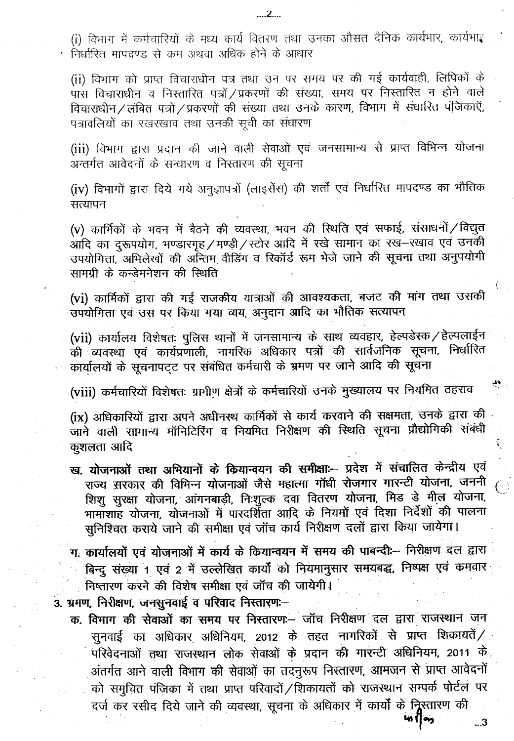(i) विभाग में कर्मचारियों के मध्य कार्य वितरण तथा उनका औसत दैनिक कार्यभार, कार्यभार निर्धारित मापदण्ड से कम अथवा अधिक होने के आधार

(ii) विभाग को प्राप्त विचाराधीन पत्र तथा उन पर समय पर की गई कार्यवाही, लिपिकों के पास विचाराधीन व निस्तारित पत्रों/प्रकरणों की संख्या, समय पर निस्तारित न होने वाले विचाराधीन/लंबित पत्रों/प्रकरणों की संख्या तथा उनके कारण, विभाग में संधारित पंजिकाएँ, पत्रावलियों का रखरखाव तथा उनकी सूची का संधारण

(iii) विभाग द्वारा प्रदान की जाने वाली सेवाओं एवं जनसामान्य से प्राप्त विभिन्न योजना अन्तर्गत आवेदनों के सन्धारण व निस्तारण की सूचना

(iv) विभागों द्वारा दिये गये अनुज्ञापत्रों (लाइसेंस) की शर्तों एवं निर्धारित मापदण्ड का भौतिक सत्यापन

(v) कार्मिकों के भवन में बैठने की व्यवस्था, भवन की स्थिति एवं सफाई, संसाधनों/विद्युत आदि का दुरूपयोग, भण्डारगृह/मण्डी/स्टोर आदि में रखे सामान का रख-रखाव एवं उनकी उपयोगिता, अभिलेखों की अन्तिम वीडिंग व रिकॉर्ड रूम भेजे जाने की सूचना तथा अनुपयोगी सामग्री के कन्डेमनेशन की स्थिति

(vi) कार्मिकों द्वारा की गई राजकीय यात्राओं की आवश्यकता, बजट की मांग तथा उसकी उपयोगिता एवं उस पर किया गया व्यय, अनुदान आदि का भौतिक सत्यापन

(vii) कार्यालय विशेषतः पुलिस थानों में जनसामान्य के साथ व्यवहार, हेल्पडेस्क/हेल्पलाईन की व्यवस्था एवं कार्यप्रणाली, नागरिक अधिकार पत्रों की सार्वजनिक सूचना, निर्धारित कार्यालयों के सूचनापट्ट पर संबंधित कर्मचारी के भ्रमण पर जाने आदि की सूचना

(viii) कर्मचारियों विशेषतः ग्रामीण क्षेत्रों के कर्मचारियों उनके मुख्यालय पर नियमित ठहराव

(ix) अधिकारियों द्वारा अपने अधीनस्थ कार्मिकों से कार्य करवाने की सक्षमता, उनके द्वारा की जाने वाली सामान्य मॉनिटिरिंग व नियमित निरीक्षण की स्थिति सूचना प्रौद्योगिकी संबंधी कुशलता आदि

**ख. योजनाओं तथा अभियानों के कियान्वयन की समीक्षा:–** प्रदेश में संचालित केन्द्रीय एवं राज्य सरकार की विभिन्न योजनाओं जैसे महात्मा गॉधी रोजगार गारन्टी योजना, जननी शिशु सुरक्षा योजना, आंगनबाड़ी, निःशुल्क दवा वितरण योजना, मिड डे मील योजना, भामाशाह योजना, योजनाओं में पारदर्शिता आदि के नियमों एवं दिशा निर्देशों की पालना सुनिश्चित कराये जाने की समीक्षा एवं जॉच कार्य निरीक्षण दलों द्वारा किया जायेगा।

**ग. कार्यालयों एवं योजनाओं में कार्य के कियान्वयन में समय की पाबन्दी:–** निरीक्षण दल द्वारा बिन्दु संख्या 1 एवं 2 में उल्लेखित कार्यों को नियमानुसार समयबद्ध, निष्पक्ष एवं कमवार निष्तारण करने की विशेष समीक्षा एवं जॉच की जायेगी।

**3. भ्रमण, निरीक्षण, जनसुनवाई व परिवाद निस्तारण:–**

**क. विभाग की सेवाओं का समय पर निस्तारण:–** जॉच निरीक्षण दल द्वारा राजस्थान जन सुनवाई का अधिकार अधिनियम, 2012 के तहत नागरिकों से प्राप्त शिकायतें/परिवेदनाओं तथा राजस्थान लोक सेवाओं के प्रदान की गारन्टी अधिनियम, 2011 के अंतर्गत आने वाली विभाग की सेवाओं का तदनुरूप निस्तारण, आमजन से प्राप्त आवेदनों को समुचित पंजिका में तथा प्राप्त परिवादों/शिकायतों को राजस्थान सम्पर्क पोर्टल पर दर्ज कर रसीद दिये जाने की व्यवस्था, सूचना के अधिकार में कार्यों के निस्तारण की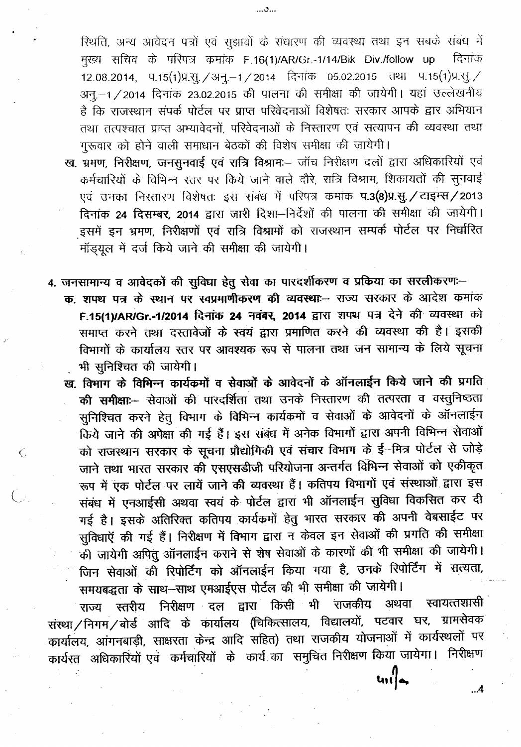स्थिति, अन्य आवेदन पत्रों एवं सुझावों के संधारण की व्यवस्था तथा इन सबके संबंध में मुख्य सचिव के परिपत्र कमांक F.16(1)/AR/Gr.-1/14/Bik Div./follow up दिनांक 12.08.2014, प.15(1)प्र.सु./अनु.–1/2014 दिनांक 05.02.2015 तथा प.15(1)प्र.सु./अनु.–1/2014 दिनांक 23.02.2015 की पालना की समीक्षा की जायेगी। यहां उल्लेखनीय है कि राजस्थान संपर्क पोर्टल पर प्राप्त परिवेदनाओं विशेषतः सरकार आपके द्वार अभियान तथा तत्पश्चात प्राप्त अभ्यावेदनों, परिवेदनाओं के निस्तारण एवं सत्यापन की व्यवस्था तथा गुरूवार को होने वाली समाधान बेठकों की विशेष समीक्षा की जायेगी।

ख. **भ्रमण, निरीक्षण, जनसुनवाई एवं रात्रि विश्रामः–** जॉच निरीक्षण दलों द्वारा अधिकारियों एवं कर्मचारियों के विभिन्न स्तर पर किये जाने वाले दौरे, रात्रि विश्राम, शिकायतों की सुनवाई एवं उनका निस्तारण विशेषतः इस संबंध में परिपत्र कमांक **प.3(8)प्र.सु./टाइम्स/2013 दिनांक 24 दिसम्बर, 2014** द्वारा जारी दिशा–निर्देशों की पालना की समीक्षा की जायेगी। इसमें इन भ्रमण, निरीक्षणों एवं रात्रि विश्रामों को राजस्थान सम्पर्क पोर्टल पर निर्धारित मॉड्यूल में दर्ज किये जाने की समीक्षा की जायेगी।

**4. जनसामान्य व आवेदकों की सुविधा हेतु सेवा का पारदर्शीकरण व प्रकिया का सरलीकरणः–**

क. **शपथ पत्र के स्थान पर स्वप्रमाणीकरण की व्यवस्थाः–** राज्य सरकार के आदेश कमांक **F.15(1)/AR/Gr.-1/2014 दिनांक 24 नवंबर, 2014** द्वारा शपथ पत्र देने की व्यवस्था को समाप्त करने तथा दस्तावेजों के स्वयं द्वारा प्रमाणित करने की व्यवस्था की है। इसकी विभागों के कार्यालय स्तर पर आवश्यक रूप से पालना तथा जन सामान्य के लिये सूचना भी सुनिश्चित की जायेगी।

ख. **विभाग के विभिन्न कार्यकमों व सेवाओं के आवेदनों के ऑनलाईन किये जाने की प्रगति की समीक्षाः–** सेवाओं की पारदर्शिता तथा उनके निस्तारण की तत्परता व वस्तुनिष्ठता सुनिश्चित करने हेतु विभाग के विभिन्न कार्यकमों व सेवाओं के आवेदनों के ऑनलाईन किये जाने की अपेक्षा की गई हैं। इस संबंध में अनेक विभागों द्वारा अपनी विभिन्न सेवाओं को राजस्थान सरकार के सूचना प्रौद्योगिकी एवं संचार विभाग के ई–मित्र पोर्टल से जोड़े जाने तथा भारत सरकार की एसएसडीजी परियोजना अन्तर्गत विभिन्न सेवाओं को एकीकृत रूप में एक पोर्टल पर लायें जाने की व्यवस्था हैं। कतिपय विभागों एवं संस्थाओं द्वारा इस संबंध में एनआईसी अथवा स्वयं के पोर्टल द्वारा भी ऑनलाईन सुविधा विकसित कर दी गई है। इसके अतिरिक्त कतिपय कार्यकमों हेतु भारत सरकार की अपनी वेबसाईट पर सुविधाएँ की गई हैं। निरीक्षण में विभाग द्वारा न केवल इन सेवाओं की प्रगति की समीक्षा की जायेगी अपितु ऑनलाईन कराने से शेष सेवाओं के कारणों की भी समीक्षा की जायेगी। जिन सेवाओं की रिपोर्टिंग को ऑनलाईन किया गया है, उनके रिपोर्टिंग में सत्यता, समयबद्धता के साथ–साथ एमआईएस पोर्टल की भी समीक्षा की जायेगी।

राज्य स्तरीय निरीक्षण दल द्वारा किसी भी राजकीय अथवा स्वायत्तशासी संस्था/निगम/बोर्ड आदि के कार्यालय (चिकित्सालय, विद्यालयों, पटवार घर, ग्रामसेवक कार्यालय, आंगनबाड़ी, साक्षरता केन्द्र आदि सहित) तथा राजकीय योजनाओं में कार्यस्थलों पर कार्यरत अधिकारियों एवं कर्मचारियों के कार्य का समुचित निरीक्षण किया जायेगा। निरीक्षण

...4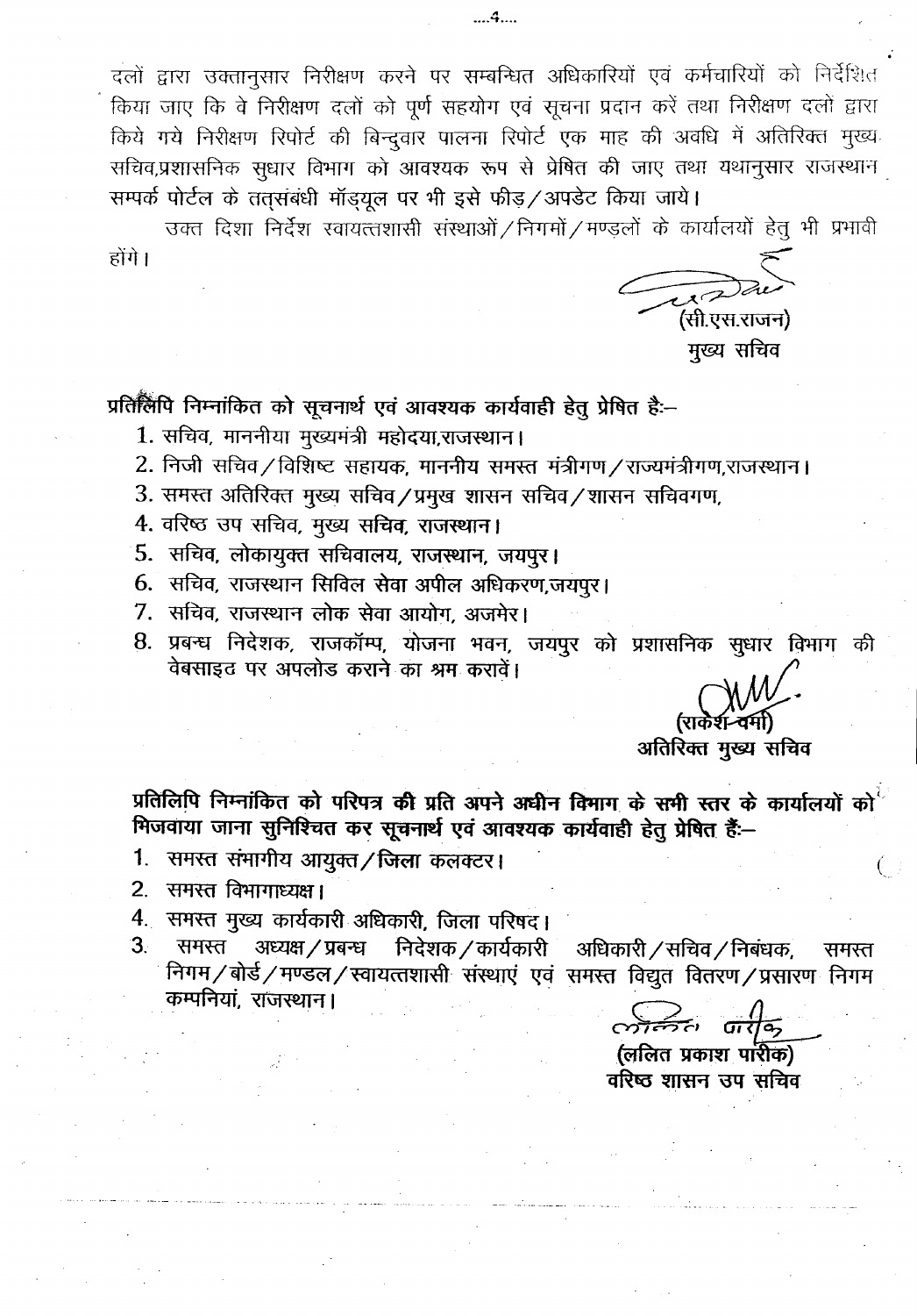दलों द्वारा उक्तानुसार निरीक्षण करने पर सम्बन्धित अधिकारियों एवं कर्मचारियों को निर्देशित किया जाए कि वे निरीक्षण दलों को पूर्ण सहयोग एवं सूचना प्रदान करें तथा निरीक्षण दलों द्वारा किये गये निरीक्षण रिपोर्ट की बिन्दुवार पालना रिपोर्ट एक माह की अवधि में अतिरिक्त मुख्य सचिव,प्रशासनिक सुधार विभाग को आवश्यक रूप से प्रेषित की जाए तथा यथानुसार राजस्थान सम्पर्क पोर्टल के तत्संबंधी मॉड्यूल पर भी इसे फीड/अपडेट किया जाये।

उक्त दिशा निर्देश स्वायत्तशासी संस्थाओं/निगमों/मण्डलों के कार्यालयों हेतु भी प्रभावी होंगे।

(सी.एस.राजन)
मुख्य सचिव

**प्रतिलिपि निम्नांकित को सूचनार्थ एवं आवश्यक कार्यवाही हेतु प्रेषित है:-**

1. सचिव, माननीया मुख्यमंत्री महोदया,राजस्थान।
2. निजी सचिव/विशिष्ट सहायक, माननीय समस्त मंत्रीगण/राज्यमंत्रीगण,राजस्थान।
3. समस्त अतिरिक्त मुख्य सचिव/प्रमुख शासन सचिव/शासन सचिवगण,
4. वरिष्ठ उप सचिव, मुख्य सचिव, राजस्थान।
5. सचिव, लोकायुक्त सचिवालय, राजस्थान, जयपुर।
6. सचिव, राजस्थान सिविल सेवा अपील अधिकरण,जयपुर।
7. सचिव, राजस्थान लोक सेवा आयोग, अजमेर।
8. प्रबन्ध निदेशक, राजकॉम्प, योजना भवन, जयपुर को प्रशासनिक सुधार विभाग की वेबसाइट पर अपलोड कराने का श्रम करावें।

(राकेश वर्मा)
अतिरिक्त मुख्य सचिव

**प्रतिलिपि निम्नांकित को परिपत्र की प्रति अपने अधीन विभाग के सभी स्तर के कार्यालयों को भिजवाया जाना सुनिश्चित कर सूचनार्थ एवं आवश्यक कार्यवाही हेतु प्रेषित हैं:-**

1. समस्त संभागीय आयुक्त/जिला कलक्टर।
2. समस्त विभागाध्यक्ष।
4. समस्त मुख्य कार्यकारी अधिकारी, जिला परिषद।
3. समस्त अध्यक्ष/प्रबन्ध निदेशक/कार्यकारी अधिकारी/सचिव/निबंधक, समस्त निगम/बोर्ड/मण्डल/स्वायत्तशासी संस्थाएं एवं समस्त विद्युत वितरण/प्रसारण निगम कम्पनियां, राजस्थान।

(ललित प्रकाश पारीक)
वरिष्ठ शासन उप सचिव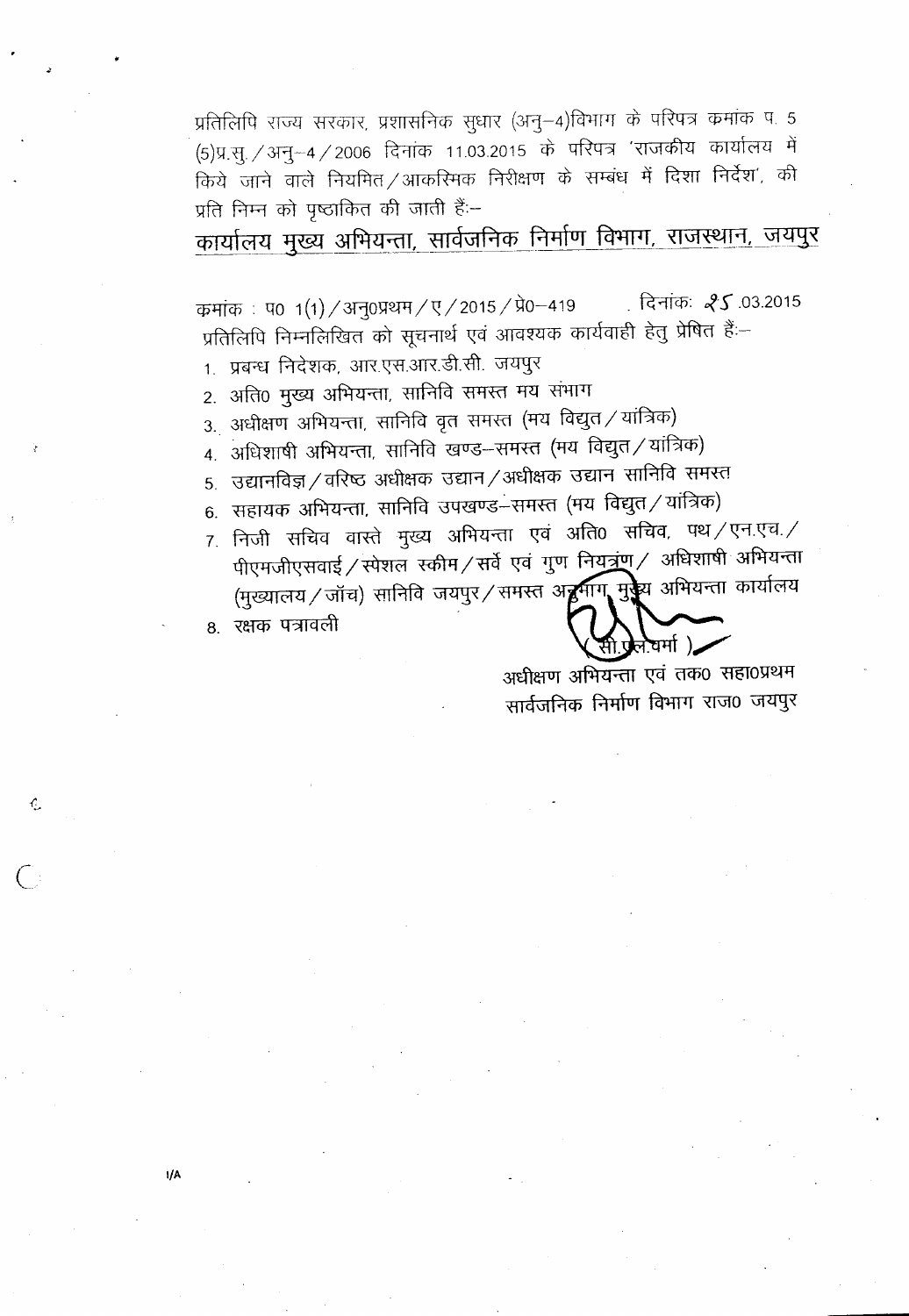प्रतिलिपि राज्य सरकार, प्रशासनिक सुधार (अनु–4)विभाग के परिपत्र कमांक प. 5 (5)प्र.सु./अनु–4/2006 दिनांक 11.03.2015 के परिपत्र 'राजकीय कार्यालय में किये जाने वाले नियमित/आकस्मिक निरीक्षण के सम्बंध में दिशा निर्देश', की प्रति निम्न को पृष्ठांकित की जाती हैः–

## कार्यालय मुख्य अभियन्ता, सार्वजनिक निर्माण विभाग, राजस्थान, जयपुर

कमांक : प0 1(1)/अनु0प्रथम/ए/2015/प्रे0–419 दिनांकः 25.03.2015

प्रतिलिपि निम्नलिखित को सूचनार्थ एवं आवश्यक कार्यवाही हेतु प्रेषित हैः–

1. प्रबन्ध निदेशक, आर.एस.आर.डी.सी. जयपुर
2. अति0 मुख्य अभियन्ता, सानिवि समस्त मय संभाग
3. अधीक्षण अभियन्ता, सानिवि वृत समस्त (मय विद्युत/यांत्रिक)
4. अधिशाषी अभियन्ता, सानिवि खण्ड–समस्त (मय विद्युत/यांत्रिक)
5. उद्यानविज्ञ/वरिष्ठ अधीक्षक उद्यान/अधीक्षक उद्यान सानिवि समस्त
6. सहायक अभियन्ता, सानिवि उपखण्ड–समस्त (मय विद्युत/यांत्रिक)
7. निजी सचिव वास्ते मुख्य अभियन्ता एवं अति0 सचिव, पथ/एन.एच./पीएमजीएसवाई/स्पेशल स्कीम/सर्वे एवं गुण नियत्रंण/ अधिशाषी अभियन्ता (मुख्यालय/जॉच) सानिवि जयपुर/समस्त अनुभाग मुख्य अभियन्ता कार्यालय
8. रक्षक पत्रावली

(सी.एल.वर्मा)

अधीक्षण अभियन्ता एवं तक0 सहा0प्रथम

सार्वजनिक निर्माण विभाग राज0 जयपुर